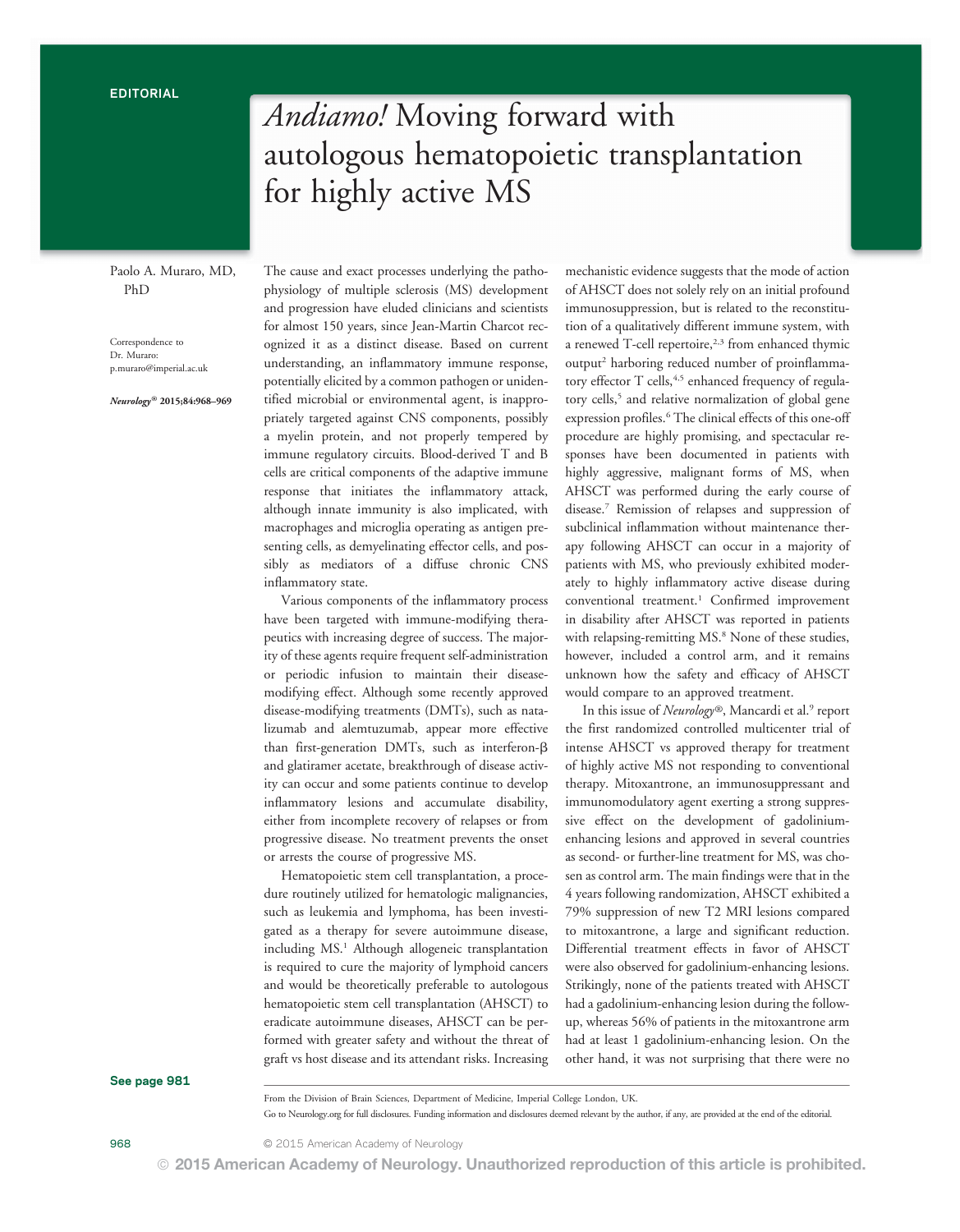EDITORIAL

# *Andiamo!* Moving forward with autologous hematopoietic transplantation for highly active MS

Paolo A. Muraro, MD, PhD

Correspondence to Dr. Muraro: p.muraro@imperial.ac.uk

*Neurology®* **2015;84:968–969**

See page 981

The cause and exact processes underlying the pathophysiology of multiple sclerosis (MS) development and progression have eluded clinicians and scientists for almost 150 years, since Jean-Martin Charcot recognized it as a distinct disease. Based on current understanding, an inflammatory immune response, potentially elicited by a common pathogen or unidentified microbial or environmental agent, is inappropriately targeted against CNS components, possibly a myelin protein, and not properly tempered by immune regulatory circuits. Blood-derived T and B cells are critical components of the adaptive immune response that initiates the inflammatory attack, although innate immunity is also implicated, with macrophages and microglia operating as antigen presenting cells, as demyelinating effector cells, and possibly as mediators of a diffuse chronic CNS inflammatory state.

Various components of the inflammatory process have been targeted with immune-modifying therapeutics with increasing degree of success. The majority of these agents require frequent self-administration or periodic infusion to maintain their disease-modifying effect. Although some recently approved disease-modifying treatments (DMTs), such as natalizumab and alemtuzumab, appear more effective than first-generation DMTs, such as interferon-β and glatiramer acetate, breakthrough of disease activity can occur and some patients continue to develop inflammatory lesions and accumulate disability, either from incomplete recovery of relapses or from progressive disease. No treatment prevents the onset or arrests the course of progressive MS.

Hematopoietic stem cell transplantation, a procedure routinely utilized for hematologic malignancies, such as leukemia and lymphoma, has been investigated as a therapy for severe autoimmune disease, including MS.[1] Although allogeneic transplantation is required to cure the majority of lymphoid cancers and would be theoretically preferable to autologous hematopoietic stem cell transplantation (AHSCT) to eradicate autoimmune diseases, AHSCT can be performed with greater safety and without the threat of graft vs host disease and its attendant risks. Increasing mechanistic evidence suggests that the mode of action of AHSCT does not solely rely on an initial profound immunosuppression, but is related to the reconstitution of a qualitatively different immune system, with a renewed T-cell repertoire,[2,3] from enhanced thymic output[2] harboring reduced number of proinflammatory effector T cells,[4,5] enhanced frequency of regulatory cells,[5] and relative normalization of global gene expression profiles.[6] The clinical effects of this one-off procedure are highly promising, and spectacular responses have been documented in patients with highly aggressive, malignant forms of MS, when AHSCT was performed during the early course of disease.[7] Remission of relapses and suppression of subclinical inflammation without maintenance therapy following AHSCT can occur in a majority of patients with MS, who previously exhibited moderately to highly inflammatory active disease during conventional treatment.[1] Confirmed improvement in disability after AHSCT was reported in patients with relapsing-remitting MS.[8] None of these studies, however, included a control arm, and it remains unknown how the safety and efficacy of AHSCT would compare to an approved treatment.

In this issue of *Neurology®*, Mancardi et al.[9] report the first randomized controlled multicenter trial of intense AHSCT vs approved therapy for treatment of highly active MS not responding to conventional therapy. Mitoxantrone, an immunosuppressant and immunomodulatory agent exerting a strong suppressive effect on the development of gadolinium-enhancing lesions and approved in several countries as second- or further-line treatment for MS, was chosen as control arm. The main findings were that in the 4 years following randomization, AHSCT exhibited a 79% suppression of new T2 MRI lesions compared to mitoxantrone, a large and significant reduction. Differential treatment effects in favor of AHSCT were also observed for gadolinium-enhancing lesions. Strikingly, none of the patients treated with AHSCT had a gadolinium-enhancing lesion during the follow-up, whereas 56% of patients in the mitoxantrone arm had at least 1 gadolinium-enhancing lesion. On the other hand, it was not surprising that there were no

From the Division of Brain Sciences, Department of Medicine, Imperial College London, UK.
Go to Neurology.org for full disclosures. Funding information and disclosures deemed relevant by the author, if any, are provided at the end of the editorial.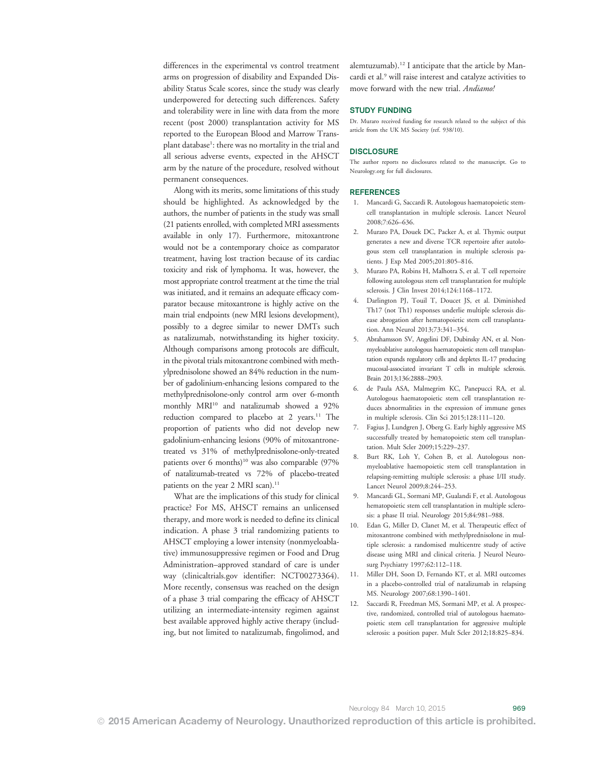differences in the experimental vs control treatment arms on progression of disability and Expanded Disability Status Scale scores, since the study was clearly underpowered for detecting such differences. Safety and tolerability were in line with data from the more recent (post 2000) transplantation activity for MS reported to the European Blood and Marrow Transplant database[1]: there was no mortality in the trial and all serious adverse events, expected in the AHSCT arm by the nature of the procedure, resolved without permanent consequences.

Along with its merits, some limitations of this study should be highlighted. As acknowledged by the authors, the number of patients in the study was small (21 patients enrolled, with completed MRI assessments available in only 17). Furthermore, mitoxantrone would not be a contemporary choice as comparator treatment, having lost traction because of its cardiac toxicity and risk of lymphoma. It was, however, the most appropriate control treatment at the time the trial was initiated, and it remains an adequate efficacy comparator because mitoxantrone is highly active on the main trial endpoints (new MRI lesions development), possibly to a degree similar to newer DMTs such as natalizumab, notwithstanding its higher toxicity. Although comparisons among protocols are difficult, in the pivotal trials mitoxantrone combined with methylprednisolone showed an 84% reduction in the number of gadolinium-enhancing lesions compared to the methylprednisolone-only control arm over 6-month monthly MRI[10] and natalizumab showed a 92% reduction compared to placebo at 2 years.[11] The proportion of patients who did not develop new gadolinium-enhancing lesions (90% of mitoxantrone-treated vs 31% of methylprednisolone-only-treated patients over 6 months)[10] was also comparable (97% of natalizumab-treated vs 72% of placebo-treated patients on the year 2 MRI scan).[11]

What are the implications of this study for clinical practice? For MS, AHSCT remains an unlicensed therapy, and more work is needed to define its clinical indication. A phase 3 trial randomizing patients to AHSCT employing a lower intensity (nonmyeloablative) immunosuppressive regimen or Food and Drug Administration–approved standard of care is under way (clinicaltrials.gov identifier: NCT00273364). More recently, consensus was reached on the design of a phase 3 trial comparing the efficacy of AHSCT utilizing an intermediate-intensity regimen against best available approved highly active therapy (including, but not limited to natalizumab, fingolimod, and alemtuzumab).[12] I anticipate that the article by Mancardi et al.[9] will raise interest and catalyze activities to move forward with the new trial. *Andiamo!*

## STUDY FUNDING

Dr. Muraro received funding for research related to the subject of this article from the UK MS Society (ref. 938/10).

## DISCLOSURE

The author reports no disclosures related to the manuscript. Go to Neurology.org for full disclosures.

## REFERENCES

1. Mancardi G, Saccardi R. Autologous haematopoietic stem-cell transplantation in multiple sclerosis. Lancet Neurol 2008;7:626–636.
2. Muraro PA, Douek DC, Packer A, et al. Thymic output generates a new and diverse TCR repertoire after autologous stem cell transplantation in multiple sclerosis patients. J Exp Med 2005;201:805–816.
3. Muraro PA, Robins H, Malhotra S, et al. T cell repertoire following autologous stem cell transplantation for multiple sclerosis. J Clin Invest 2014;124:1168–1172.
4. Darlington PJ, Touil T, Doucet JS, et al. Diminished Th17 (not Th1) responses underlie multiple sclerosis disease abrogation after hematopoietic stem cell transplantation. Ann Neurol 2013;73:341–354.
5. Abrahamsson SV, Angelini DF, Dubinsky AN, et al. Non-myeloablative autologous haematopoietic stem cell transplantation expands regulatory cells and depletes IL-17 producing mucosal-associated invariant T cells in multiple sclerosis. Brain 2013;136:2888–2903.
6. de Paula ASA, Malmegrim KC, Panepucci RA, et al. Autologous haematopoietic stem cell transplantation reduces abnormalities in the expression of immune genes in multiple sclerosis. Clin Sci 2015;128:111–120.
7. Fagius J, Lundgren J, Oberg G. Early highly aggressive MS successfully treated by hematopoietic stem cell transplantation. Mult Scler 2009;15:229–237.
8. Burt RK, Loh Y, Cohen B, et al. Autologous non-myeloablative haemopoietic stem cell transplantation in relapsing-remitting multiple sclerosis: a phase I/II study. Lancet Neurol 2009;8:244–253.
9. Mancardi GL, Sormani MP, Gualandi F, et al. Autologous hematopoietic stem cell transplantation in multiple sclerosis: a phase II trial. Neurology 2015;84:981–988.
10. Edan G, Miller D, Clanet M, et al. Therapeutic effect of mitoxantrone combined with methylprednisolone in multiple sclerosis: a randomised multicentre study of active disease using MRI and clinical criteria. J Neurol Neurosurg Psychiatry 1997;62:112–118.
11. Miller DH, Soon D, Fernando KT, et al. MRI outcomes in a placebo-controlled trial of natalizumab in relapsing MS. Neurology 2007;68:1390–1401.
12. Saccardi R, Freedman MS, Sormani MP, et al. A prospective, randomized, controlled trial of autologous haematopoietic stem cell transplantation for aggressive multiple sclerosis: a position paper. Mult Scler 2012;18:825–834.